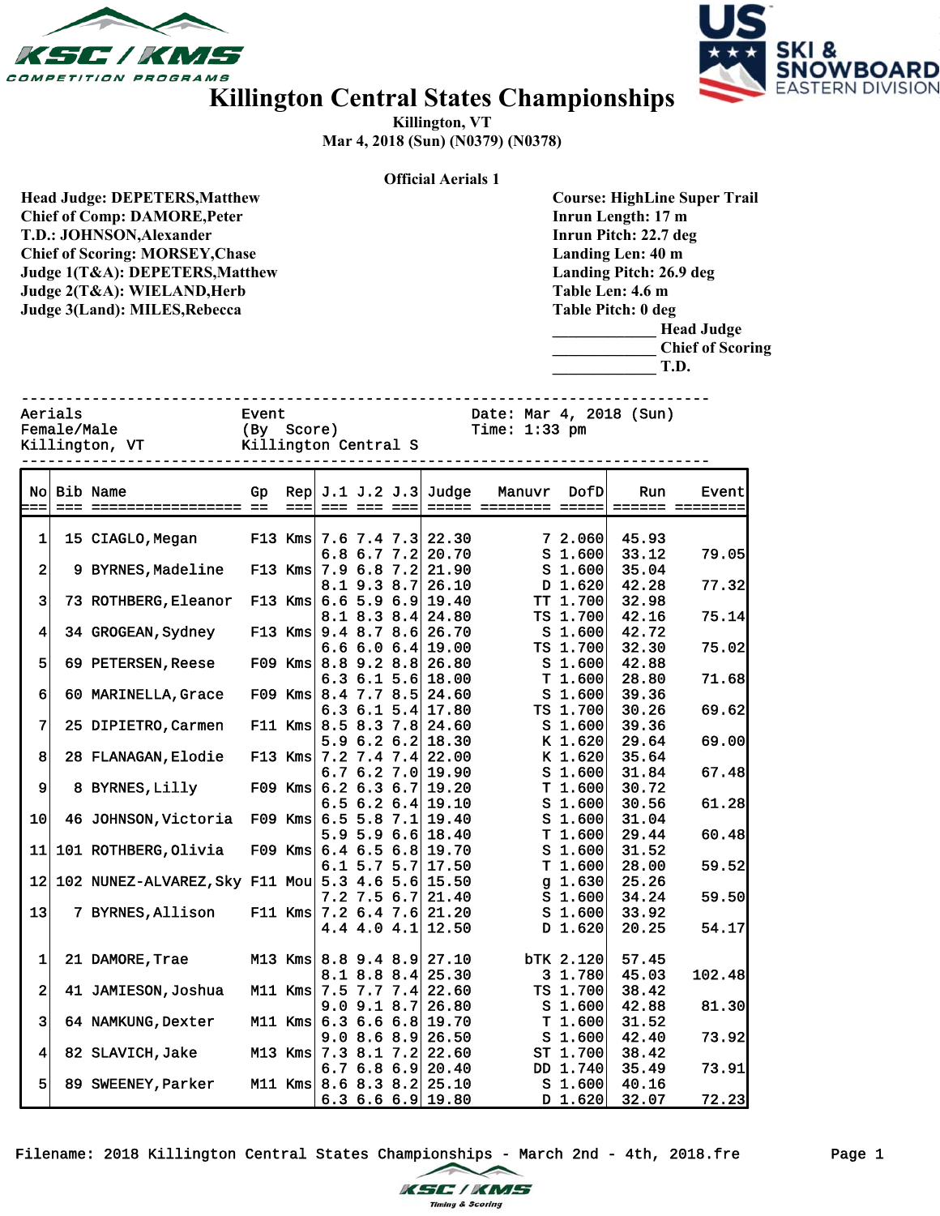KSC / KMS COMPETITION PROGRAMS

US SKI & SNOWBOARD EASTERN DIVISION

# Killington Central States Championships

**Killington, VT**
**Mar 4, 2018 (Sun) (N0379) (N0378)**

**Official Aerials 1**

**Head Judge: DEPETERS,Matthew**
**Chief of Comp: DAMORE,Peter**
**T.D.: JOHNSON,Alexander**
**Chief of Scoring: MORSEY,Chase**
**Judge 1(T&A): DEPETERS,Matthew**
**Judge 2(T&A): WIELAND,Herb**
**Judge 3(Land): MILES,Rebecca**

**Course: HighLine Super Trail**
**Inrun Length: 17 m**
**Inrun Pitch: 22.7 deg**
**Landing Len: 40 m**
**Landing Pitch: 26.9 deg**
**Table Len: 4.6 m**
**Table Pitch: 0 deg**
**_____________ Head Judge**
**_____________ Chief of Scoring**
**_____________ T.D.**

```
Aerials                       Event                        Date: Mar 4, 2018 (Sun)
Female/Male                   (By  Score)                  Time: 1:33 pm
Killington, VT                Killington Central S
```

| No | Bib | Name | Gp | Rep | J.1 | J.2 | J.3 | Judge | Manuvr | DofD | Run | Event |
|---|---|---|---|---|---|---|---|---|---|---|---|---|
| 1 | 15 | CIAGLO,Megan | F13 | Kms | 7.6 | 7.4 | 7.3 | 22.30 | 7 | 2.060 | 45.93 | |
| | | | | | 6.8 | 6.7 | 7.2 | 20.70 | S | 1.600 | 33.12 | 79.05 |
| 2 | 9 | BYRNES,Madeline | F13 | Kms | 7.9 | 6.8 | 7.2 | 21.90 | S | 1.600 | 35.04 | |
| | | | | | 8.1 | 9.3 | 8.7 | 26.10 | D | 1.620 | 42.28 | 77.32 |
| 3 | 73 | ROTHBERG,Eleanor | F13 | Kms | 6.6 | 5.9 | 6.9 | 19.40 | TT | 1.700 | 32.98 | |
| | | | | | 8.1 | 8.3 | 8.4 | 24.80 | TS | 1.700 | 42.16 | 75.14 |
| 4 | 34 | GROGEAN,Sydney | F13 | Kms | 9.4 | 8.7 | 8.6 | 26.70 | S | 1.600 | 42.72 | |
| | | | | | 6.6 | 6.0 | 6.4 | 19.00 | TS | 1.700 | 32.30 | 75.02 |
| 5 | 69 | PETERSEN,Reese | F09 | Kms | 8.8 | 9.2 | 8.8 | 26.80 | S | 1.600 | 42.88 | |
| | | | | | 6.3 | 6.1 | 5.6 | 18.00 | T | 1.600 | 28.80 | 71.68 |
| 6 | 60 | MARINELLA,Grace | F09 | Kms | 8.4 | 7.7 | 8.5 | 24.60 | S | 1.600 | 39.36 | |
| | | | | | 6.3 | 6.1 | 5.4 | 17.80 | TS | 1.700 | 30.26 | 69.62 |
| 7 | 25 | DIPIETRO,Carmen | F11 | Kms | 8.5 | 8.3 | 7.8 | 24.60 | S | 1.600 | 39.36 | |
| | | | | | 5.9 | 6.2 | 6.2 | 18.30 | K | 1.620 | 29.64 | 69.00 |
| 8 | 28 | FLANAGAN,Elodie | F13 | Kms | 7.2 | 7.4 | 7.4 | 22.00 | K | 1.620 | 35.64 | |
| | | | | | 6.7 | 6.2 | 7.0 | 19.90 | S | 1.600 | 31.84 | 67.48 |
| 9 | 8 | BYRNES,Lilly | F09 | Kms | 6.2 | 6.3 | 6.7 | 19.20 | T | 1.600 | 30.72 | |
| | | | | | 6.5 | 6.2 | 6.4 | 19.10 | S | 1.600 | 30.56 | 61.28 |
| 10 | 46 | JOHNSON,Victoria | F09 | Kms | 6.5 | 5.8 | 7.1 | 19.40 | S | 1.600 | 31.04 | |
| | | | | | 5.9 | 5.9 | 6.6 | 18.40 | T | 1.600 | 29.44 | 60.48 |
| 11 | 101 | ROTHBERG,Olivia | F09 | Kms | 6.4 | 6.5 | 6.8 | 19.70 | S | 1.600 | 31.52 | |
| | | | | | 6.1 | 5.7 | 5.7 | 17.50 | T | 1.600 | 28.00 | 59.52 |
| 12 | 102 | NUNEZ-ALVAREZ,Sky | F11 | Mou | 5.3 | 4.6 | 5.6 | 15.50 | g | 1.630 | 25.26 | |
| | | | | | 7.2 | 7.5 | 6.7 | 21.40 | S | 1.600 | 34.24 | 59.50 |
| 13 | 7 | BYRNES,Allison | F11 | Kms | 7.2 | 6.4 | 7.6 | 21.20 | S | 1.600 | 33.92 | |
| | | | | | 4.4 | 4.0 | 4.1 | 12.50 | D | 1.620 | 20.25 | 54.17 |
| 1 | 21 | DAMORE,Trae | M13 | Kms | 8.8 | 9.4 | 8.9 | 27.10 | bTK | 2.120 | 57.45 | |
| | | | | | 8.1 | 8.8 | 8.4 | 25.30 | 3 | 1.780 | 45.03 | 102.48 |
| 2 | 41 | JAMIESON,Joshua | M11 | Kms | 7.5 | 7.7 | 7.4 | 22.60 | TS | 1.700 | 38.42 | |
| | | | | | 9.0 | 9.1 | 8.7 | 26.80 | S | 1.600 | 42.88 | 81.30 |
| 3 | 64 | NAMKUNG,Dexter | M11 | Kms | 6.3 | 6.6 | 6.8 | 19.70 | T | 1.600 | 31.52 | |
| | | | | | 9.0 | 8.6 | 8.9 | 26.50 | S | 1.600 | 42.40 | 73.92 |
| 4 | 82 | SLAVICH,Jake | M13 | Kms | 7.3 | 8.1 | 7.2 | 22.60 | ST | 1.700 | 38.42 | |
| | | | | | 6.7 | 6.8 | 6.9 | 20.40 | DD | 1.740 | 35.49 | 73.91 |
| 5 | 89 | SWEENEY,Parker | M11 | Kms | 8.6 | 8.3 | 8.2 | 25.10 | S | 1.600 | 40.16 | |
| | | | | | 6.3 | 6.6 | 6.9 | 19.80 | D | 1.620 | 32.07 | 72.23 |

Filename: 2018 Killington Central States Championships - March 2nd - 4th, 2018.fre

KSC / KMS Timing & Scoring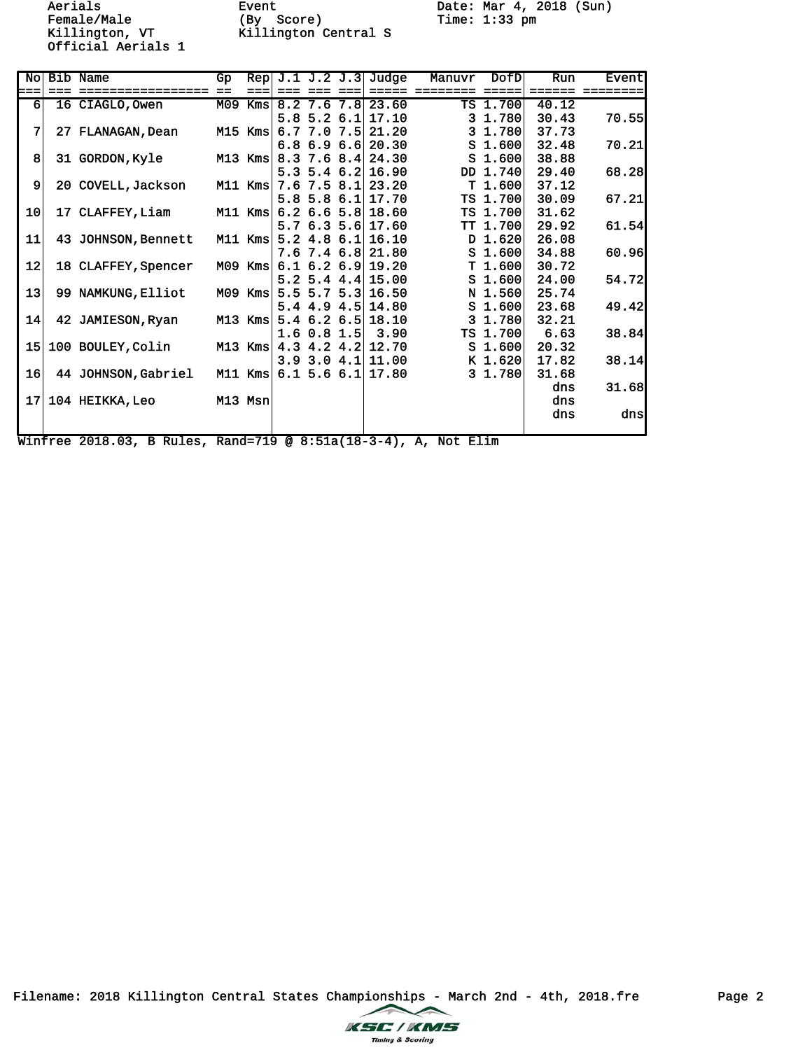Aerials
Female/Male
Killington, VT
Official Aerials 1

Event
(By Score)
Killington Central S

Date: Mar 4, 2018 (Sun)
Time: 1:33 pm

| No | Bib | Name | Gp | Rep | J.1 | J.2 | J.3 | Judge | Manuvr | DofD | Run | Event |
|---|---|---|---|---|---|---|---|---|---|---|---|---|
| 6 | 16 | CIAGLO,Owen | M09 | Kms | 8.2 | 7.6 | 7.8 | 23.60 | TS | 1.700 | 40.12 | |
| | | | | | 5.8 | 5.2 | 6.1 | 17.10 | 3 | 1.780 | 30.43 | 70.55 |
| 7 | 27 | FLANAGAN,Dean | M15 | Kms | 6.7 | 7.0 | 7.5 | 21.20 | 3 | 1.780 | 37.73 | |
| | | | | | 6.8 | 6.9 | 6.6 | 20.30 | S | 1.600 | 32.48 | 70.21 |
| 8 | 31 | GORDON,Kyle | M13 | Kms | 8.3 | 7.6 | 8.4 | 24.30 | S | 1.600 | 38.88 | |
| | | | | | 5.3 | 5.4 | 6.2 | 16.90 | DD | 1.740 | 29.40 | 68.28 |
| 9 | 20 | COVELL,Jackson | M11 | Kms | 7.6 | 7.5 | 8.1 | 23.20 | T | 1.600 | 37.12 | |
| | | | | | 5.8 | 5.8 | 6.1 | 17.70 | TS | 1.700 | 30.09 | 67.21 |
| 10 | 17 | CLAFFEY,Liam | M11 | Kms | 6.2 | 6.6 | 5.8 | 18.60 | TS | 1.700 | 31.62 | |
| | | | | | 5.7 | 6.3 | 5.6 | 17.60 | TT | 1.700 | 29.92 | 61.54 |
| 11 | 43 | JOHNSON,Bennett | M11 | Kms | 5.2 | 4.8 | 6.1 | 16.10 | D | 1.620 | 26.08 | |
| | | | | | 7.6 | 7.4 | 6.8 | 21.80 | S | 1.600 | 34.88 | 60.96 |
| 12 | 18 | CLAFFEY,Spencer | M09 | Kms | 6.1 | 6.2 | 6.9 | 19.20 | T | 1.600 | 30.72 | |
| | | | | | 5.2 | 5.4 | 4.4 | 15.00 | S | 1.600 | 24.00 | 54.72 |
| 13 | 99 | NAMKUNG,Elliot | M09 | Kms | 5.5 | 5.7 | 5.3 | 16.50 | N | 1.560 | 25.74 | |
| | | | | | 5.4 | 4.9 | 4.5 | 14.80 | S | 1.600 | 23.68 | 49.42 |
| 14 | 42 | JAMIESON,Ryan | M13 | Kms | 5.4 | 6.2 | 6.5 | 18.10 | 3 | 1.780 | 32.21 | |
| | | | | | 1.6 | 0.8 | 1.5 | 3.90 | TS | 1.700 | 6.63 | 38.84 |
| 15 | 100 | BOULEY,Colin | M13 | Kms | 4.3 | 4.2 | 4.2 | 12.70 | S | 1.600 | 20.32 | |
| | | | | | 3.9 | 3.0 | 4.1 | 11.00 | K | 1.620 | 17.82 | 38.14 |
| 16 | 44 | JOHNSON,Gabriel | M11 | Kms | 6.1 | 5.6 | 6.1 | 17.80 | 3 | 1.780 | 31.68 | |
| | | | | | | | | | | | dns | 31.68 |
| 17 | 104 | HEIKKA,Leo | M13 | Msn | | | | | | | dns | |
| | | | | | | | | | | | dns | dns |

Winfree 2018.03, B Rules, Rand=719 @ 8:51a(18-3-4), A, Not Elim

Filename: 2018 Killington Central States Championships - March 2nd - 4th, 2018.fre

KSC / KMS
Timing & Scoring